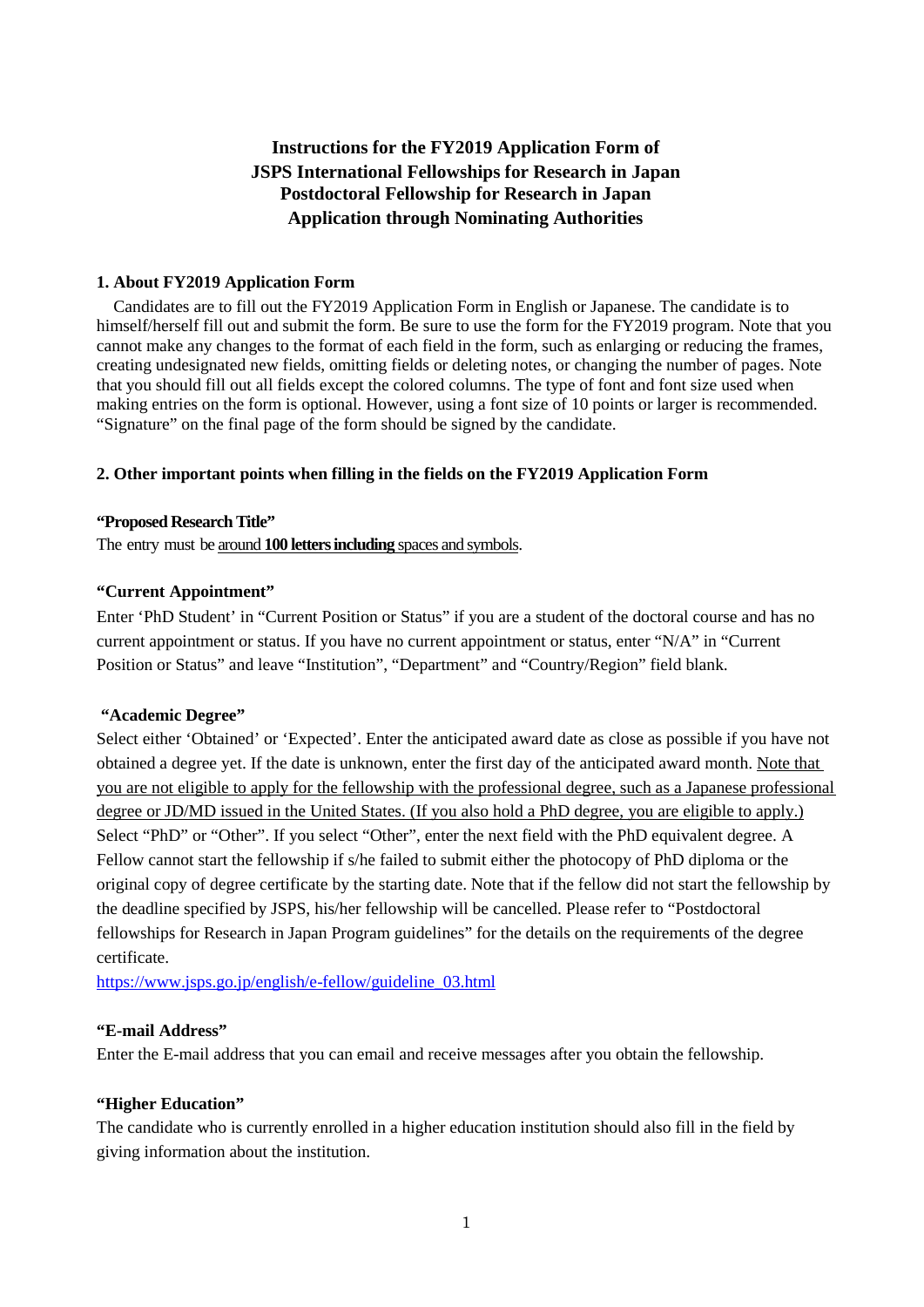# Instructions for the FY2019 Application Form of JSPS International Fellowships for Research in Japan Postdoctoral Fellowship for Research in Japan Application through Nominating Authorities

## 1. About FY2019 Application Form

Candidates are to fill out the FY2019 Application Form in English or Japanese. The candidate is to himself/herself fill out and submit the form. Be sure to use the form for the FY2019 program. Note that you cannot make any changes to the format of each field in the form, such as enlarging or reducing the frames, creating undesignated new fields, omitting fields or deleting notes, or changing the number of pages. Note that you should fill out all fields except the colored columns. The type of font and font size used when making entries on the form is optional. However, using a font size of 10 points or larger is recommended. "Signature" on the final page of the form should be signed by the candidate.

## 2. Other important points when filling in the fields on the FY2019 Application Form

### "Proposed Research Title"

The entry must be around **100 letters including** spaces and symbols.

### "Current Appointment"

Enter 'PhD Student' in "Current Position or Status" if you are a student of the doctoral course and has no current appointment or status. If you have no current appointment or status, enter "N/A" in "Current Position or Status" and leave "Institution", "Department" and "Country/Region" field blank.

### "Academic Degree"

Select either 'Obtained' or 'Expected'. Enter the anticipated award date as close as possible if you have not obtained a degree yet. If the date is unknown, enter the first day of the anticipated award month. Note that you are not eligible to apply for the fellowship with the professional degree, such as a Japanese professional degree or JD/MD issued in the United States. (If you also hold a PhD degree, you are eligible to apply.) Select "PhD" or "Other". If you select "Other", enter the next field with the PhD equivalent degree. A Fellow cannot start the fellowship if s/he failed to submit either the photocopy of PhD diploma or the original copy of degree certificate by the starting date. Note that if the fellow did not start the fellowship by the deadline specified by JSPS, his/her fellowship will be cancelled. Please refer to "Postdoctoral fellowships for Research in Japan Program guidelines" for the details on the requirements of the degree certificate.

https://www.jsps.go.jp/english/e-fellow/guideline_03.html

### "E-mail Address"

Enter the E-mail address that you can email and receive messages after you obtain the fellowship.

### "Higher Education"

The candidate who is currently enrolled in a higher education institution should also fill in the field by giving information about the institution.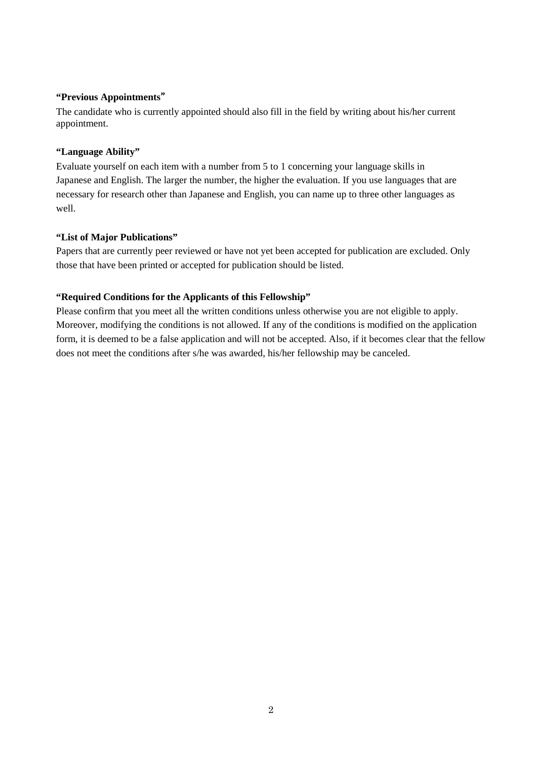**“Previous Appointments”**

The candidate who is currently appointed should also fill in the field by writing about his/her current appointment.

**“Language Ability”**

Evaluate yourself on each item with a number from 5 to 1 concerning your language skills in Japanese and English. The larger the number, the higher the evaluation. If you use languages that are necessary for research other than Japanese and English, you can name up to three other languages as well.

**“List of Major Publications”**

Papers that are currently peer reviewed or have not yet been accepted for publication are excluded. Only those that have been printed or accepted for publication should be listed.

**“Required Conditions for the Applicants of this Fellowship”**

Please confirm that you meet all the written conditions unless otherwise you are not eligible to apply. Moreover, modifying the conditions is not allowed. If any of the conditions is modified on the application form, it is deemed to be a false application and will not be accepted. Also, if it becomes clear that the fellow does not meet the conditions after s/he was awarded, his/her fellowship may be canceled.